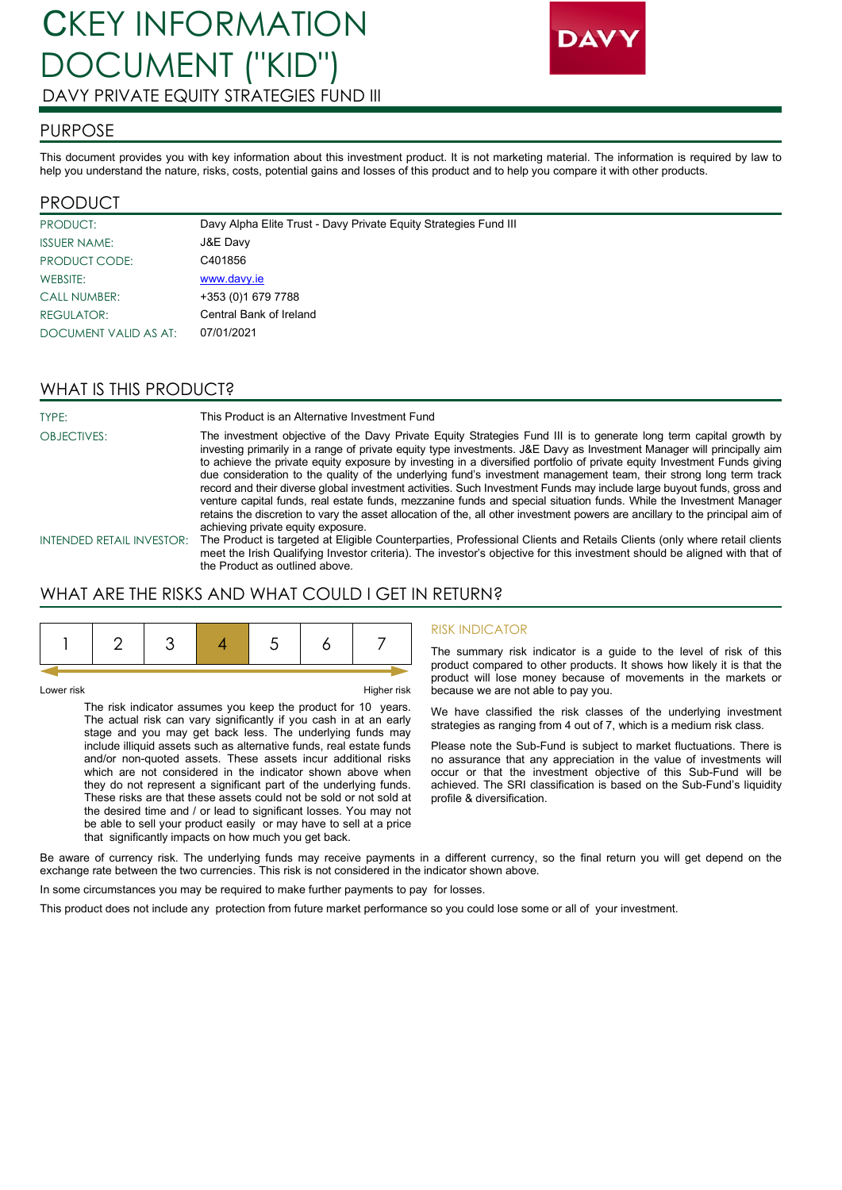# CKEY INFORMATION DOCUMENT ("KID")

DAVY PRIVATE EQUITY STRATEGIES FUND III

DAVY

## PURPOSE

This document provides you with key information about this investment product. It is not marketing material. The information is required by law to help you understand the nature, risks, costs, potential gains and losses of this product and to help you compare it with other products.

## PRODUCT

| | |
|---|---|
| PRODUCT: | Davy Alpha Elite Trust - Davy Private Equity Strategies Fund III |
| ISSUER NAME: | J&E Davy |
| PRODUCT CODE: | C401856 |
| WEBSITE: | www.davy.ie |
| CALL NUMBER: | +353 (0)1 679 7788 |
| REGULATOR: | Central Bank of Ireland |
| DOCUMENT VALID AS AT: | 07/01/2021 |

## WHAT IS THIS PRODUCT?

| | |
|---|---|
| TYPE: | This Product is an Alternative Investment Fund |
| OBJECTIVES: | The investment objective of the Davy Private Equity Strategies Fund III is to generate long term capital growth by investing primarily in a range of private equity type investments. J&E Davy as Investment Manager will principally aim to achieve the private equity exposure by investing in a diversified portfolio of private equity Investment Funds giving due consideration to the quality of the underlying fund's investment management team, their strong long term track record and their diverse global investment activities. Such Investment Funds may include large buyout funds, gross and venture capital funds, real estate funds, mezzanine funds and special situation funds. While the Investment Manager retains the discretion to vary the asset allocation of the, all other investment powers are ancillary to the principal aim of achieving private equity exposure. |
| INTENDED RETAIL INVESTOR: | The Product is targeted at Eligible Counterparties, Professional Clients and Retails Clients (only where retail clients meet the Irish Qualifying Investor criteria). The investor's objective for this investment should be aligned with that of the Product as outlined above. |

## WHAT ARE THE RISKS AND WHAT COULD I GET IN RETURN?

| 1 | 2 | 3 | **4** | 5 | 6 | 7 |
|---|---|---|---|---|---|---|

Lower risk — Higher risk

The risk indicator assumes you keep the product for 10 years. The actual risk can vary significantly if you cash in at an early stage and you may get back less. The underlying funds may include illiquid assets such as alternative funds, real estate funds and/or non-quoted assets. These assets incur additional risks which are not considered in the indicator shown above when they do not represent a significant part of the underlying funds. These risks are that these assets could not be sold or not sold at the desired time and / or lead to significant losses. You may not be able to sell your product easily or may have to sell at a price that significantly impacts on how much you get back.

### RISK INDICATOR

The summary risk indicator is a guide to the level of risk of this product compared to other products. It shows how likely it is that the product will lose money because of movements in the markets or because we are not able to pay you.

We have classified the risk classes of the underlying investment strategies as ranging from 4 out of 7, which is a medium risk class.

Please note the Sub-Fund is subject to market fluctuations. There is no assurance that any appreciation in the value of investments will occur or that the investment objective of this Sub-Fund will be achieved. The SRI classification is based on the Sub-Fund's liquidity profile & diversification.

Be aware of currency risk. The underlying funds may receive payments in a different currency, so the final return you will get depend on the exchange rate between the two currencies. This risk is not considered in the indicator shown above.

In some circumstances you may be required to make further payments to pay for losses.

This product does not include any protection from future market performance so you could lose some or all of your investment.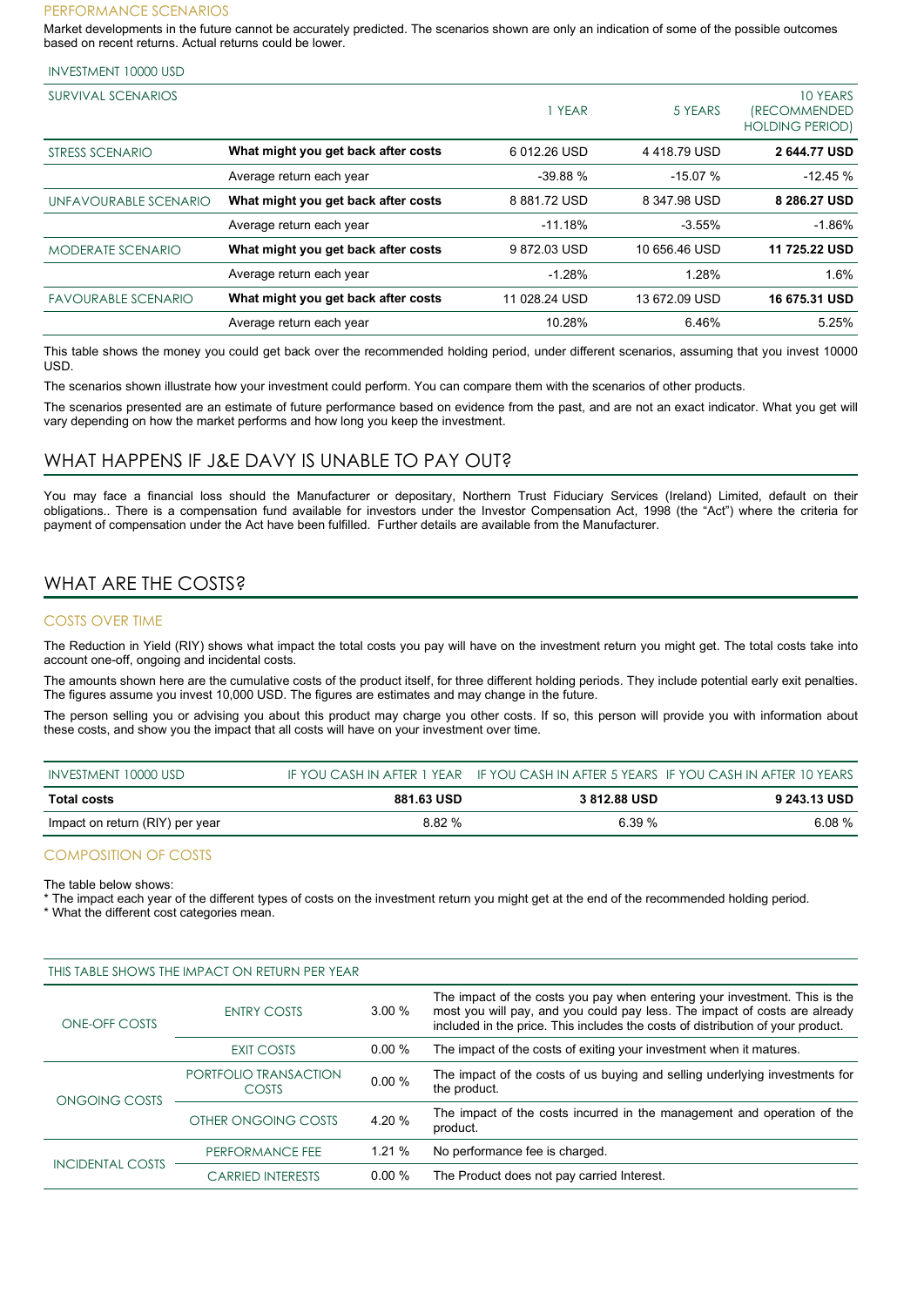### PERFORMANCE SCENARIOS

Market developments in the future cannot be accurately predicted. The scenarios shown are only an indication of some of the possible outcomes based on recent returns. Actual returns could be lower.

INVESTMENT 10000 USD

| SURVIVAL SCENARIOS | | 1 YEAR | 5 YEARS | 10 YEARS (RECOMMENDED HOLDING PERIOD) |
|---|---|---|---|---|
| STRESS SCENARIO | **What might you get back after costs** | 6 012.26 USD | 4 418.79 USD | **2 644.77 USD** |
| | Average return each year | -39.88 % | -15.07 % | -12.45 % |
| UNFAVOURABLE SCENARIO | **What might you get back after costs** | 8 881.72 USD | 8 347.98 USD | **8 286.27 USD** |
| | Average return each year | -11.18% | -3.55% | -1.86% |
| MODERATE SCENARIO | **What might you get back after costs** | 9 872.03 USD | 10 656.46 USD | **11 725.22 USD** |
| | Average return each year | -1.28% | 1.28% | 1.6% |
| FAVOURABLE SCENARIO | **What might you get back after costs** | 11 028.24 USD | 13 672.09 USD | **16 675.31 USD** |
| | Average return each year | 10.28% | 6.46% | 5.25% |

This table shows the money you could get back over the recommended holding period, under different scenarios, assuming that you invest 10000 USD.

The scenarios shown illustrate how your investment could perform. You can compare them with the scenarios of other products.

The scenarios presented are an estimate of future performance based on evidence from the past, and are not an exact indicator. What you get will vary depending on how the market performs and how long you keep the investment.

## WHAT HAPPENS IF J&E DAVY IS UNABLE TO PAY OUT?

You may face a financial loss should the Manufacturer or depositary, Northern Trust Fiduciary Services (Ireland) Limited, default on their obligations.. There is a compensation fund available for investors under the Investor Compensation Act, 1998 (the "Act") where the criteria for payment of compensation under the Act have been fulfilled. Further details are available from the Manufacturer.

## WHAT ARE THE COSTS?

### COSTS OVER TIME

The Reduction in Yield (RIY) shows what impact the total costs you pay will have on the investment return you might get. The total costs take into account one-off, ongoing and incidental costs.

The amounts shown here are the cumulative costs of the product itself, for three different holding periods. They include potential early exit penalties. The figures assume you invest 10,000 USD. The figures are estimates and may change in the future.

The person selling you or advising you about this product may charge you other costs. If so, this person will provide you with information about these costs, and show you the impact that all costs will have on your investment over time.

| INVESTMENT 10000 USD | IF YOU CASH IN AFTER 1 YEAR | IF YOU CASH IN AFTER 5 YEARS | IF YOU CASH IN AFTER 10 YEARS |
|---|---|---|---|
| **Total costs** | **881.63 USD** | **3 812.88 USD** | **9 243.13 USD** |
| Impact on return (RIY) per year | 8.82 % | 6.39 % | 6.08 % |

### COMPOSITION OF COSTS

The table below shows:
* The impact each year of the different types of costs on the investment return you might get at the end of the recommended holding period.
* What the different cost categories mean.

| THIS TABLE SHOWS THE IMPACT ON RETURN PER YEAR | | | |
|---|---|---|---|
| ONE-OFF COSTS | ENTRY COSTS | 3.00 % | The impact of the costs you pay when entering your investment. This is the most you will pay, and you could pay less. The impact of costs are already included in the price. This includes the costs of distribution of your product. |
| | EXIT COSTS | 0.00 % | The impact of the costs of exiting your investment when it matures. |
| ONGOING COSTS | PORTFOLIO TRANSACTION COSTS | 0.00 % | The impact of the costs of us buying and selling underlying investments for the product. |
| | OTHER ONGOING COSTS | 4.20 % | The impact of the costs incurred in the management and operation of the product. |
| INCIDENTAL COSTS | PERFORMANCE FEE | 1.21 % | No performance fee is charged. |
| | CARRIED INTERESTS | 0.00 % | The Product does not pay carried Interest. |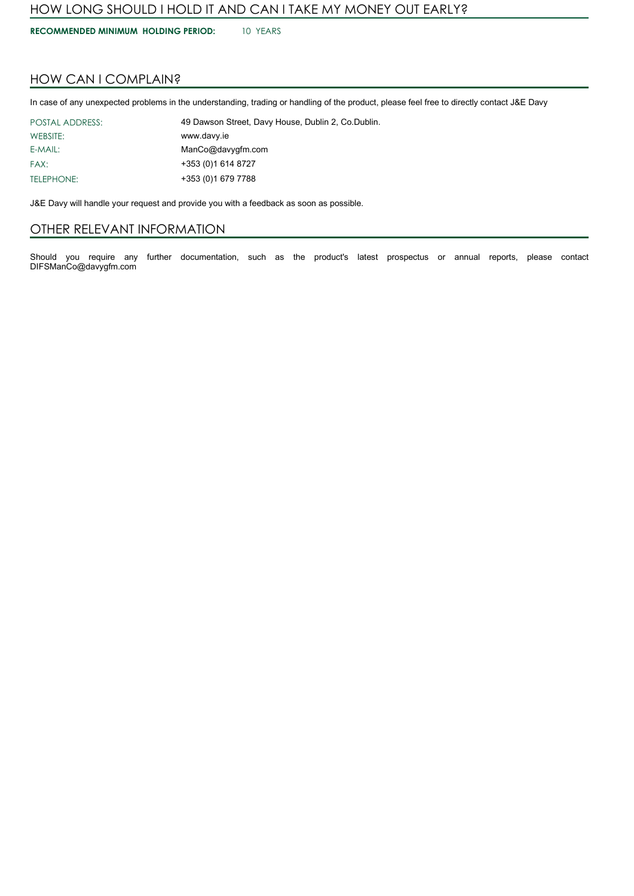## HOW LONG SHOULD I HOLD IT AND CAN I TAKE MY MONEY OUT EARLY?

**RECOMMENDED MINIMUM HOLDING PERIOD:** 10 YEARS

## HOW CAN I COMPLAIN?

In case of any unexpected problems in the understanding, trading or handling of the product, please feel free to directly contact J&E Davy

| | |
|---|---|
| POSTAL ADDRESS: | 49 Dawson Street, Davy House, Dublin 2, Co.Dublin. |
| WEBSITE: | www.davy.ie |
| E-MAIL: | ManCo@davygfm.com |
| FAX: | +353 (0)1 614 8727 |
| TELEPHONE: | +353 (0)1 679 7788 |

J&E Davy will handle your request and provide you with a feedback as soon as possible.

## OTHER RELEVANT INFORMATION

Should you require any further documentation, such as the product's latest prospectus or annual reports, please contact DIFSManCo@davygfm.com